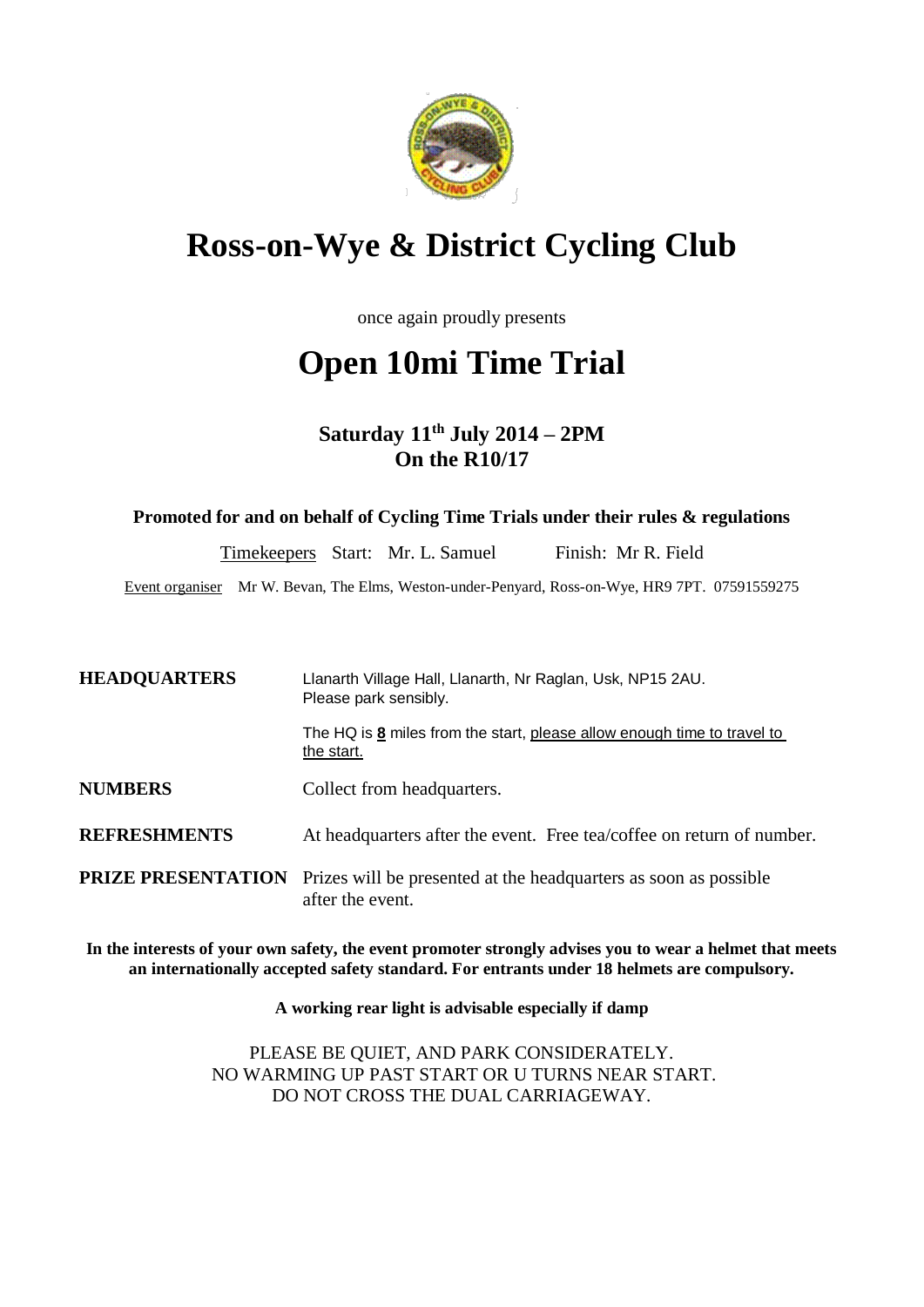# Ross-on-Wye & District Cycling Club

once again proudly presents

# Open 10mi Time Trial

### Saturday 11th July 2014 – 2PM
### On the R10/17

**Promoted for and on behalf of Cycling Time Trials under their rules & regulations**

Timekeepers Start: Mr. L. Samuel Finish: Mr R. Field

Event organiser Mr W. Bevan, The Elms, Weston-under-Penyard, Ross-on-Wye, HR9 7PT. 07591559275

| | |
|---|---|
| **HEADQUARTERS** | Llanarth Village Hall, Llanarth, Nr Raglan, Usk, NP15 2AU. Please park sensibly. The HQ is **8** miles from the start, please allow enough time to travel to the start. |
| **NUMBERS** | Collect from headquarters. |
| **REFRESHMENTS** | At headquarters after the event. Free tea/coffee on return of number. |
| **PRIZE PRESENTATION** | Prizes will be presented at the headquarters as soon as possible after the event. |

**In the interests of your own safety, the event promoter strongly advises you to wear a helmet that meets an internationally accepted safety standard. For entrants under 18 helmets are compulsory.**

**A working rear light is advisable especially if damp**

PLEASE BE QUIET, AND PARK CONSIDERATELY.
NO WARMING UP PAST START OR U TURNS NEAR START.
DO NOT CROSS THE DUAL CARRIAGEWAY.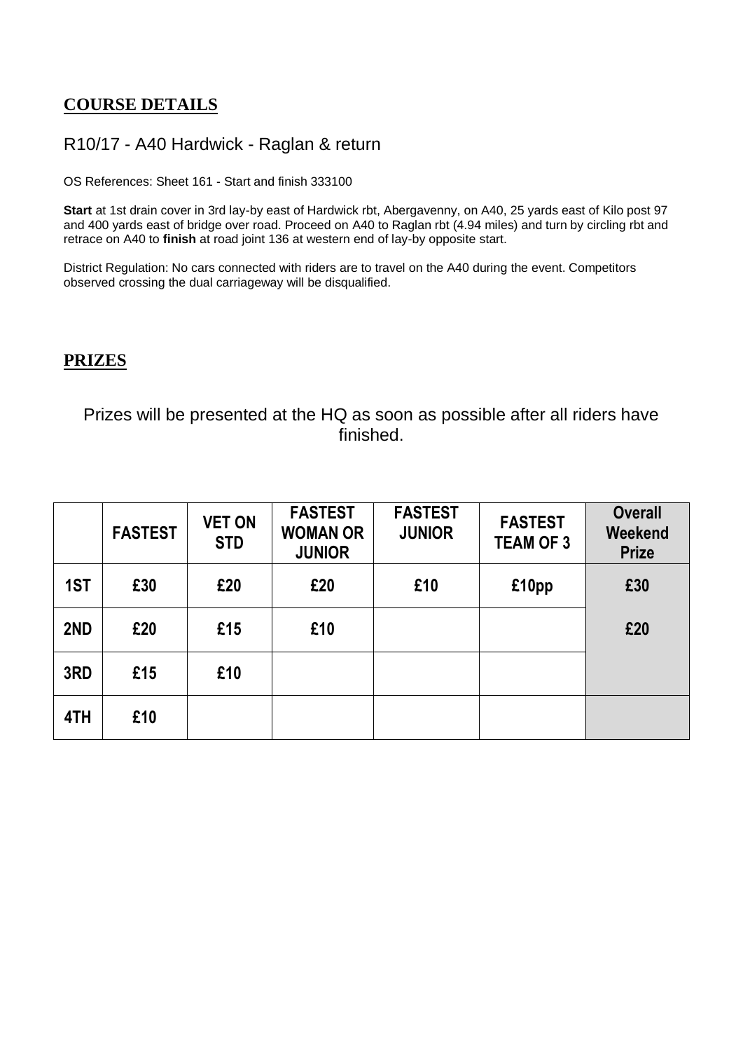## COURSE DETAILS

R10/17 - A40 Hardwick - Raglan & return

OS References: Sheet 161 - Start and finish 333100

**Start** at 1st drain cover in 3rd lay-by east of Hardwick rbt, Abergavenny, on A40, 25 yards east of Kilo post 97 and 400 yards east of bridge over road. Proceed on A40 to Raglan rbt (4.94 miles) and turn by circling rbt and retrace on A40 to **finish** at road joint 136 at western end of lay-by opposite start.

District Regulation: No cars connected with riders are to travel on the A40 during the event. Competitors observed crossing the dual carriageway will be disqualified.

## PRIZES

Prizes will be presented at the HQ as soon as possible after all riders have finished.

| | FASTEST | VET ON STD | FASTEST WOMAN OR JUNIOR | FASTEST JUNIOR | FASTEST TEAM OF 3 | Overall Weekend Prize |
|---|---|---|---|---|---|---|
| 1ST | £30 | £20 | £20 | £10 | £10pp | £30 |
| 2ND | £20 | £15 | £10 | | | £20 |
| 3RD | £15 | £10 | | | | |
| 4TH | £10 | | | | | |